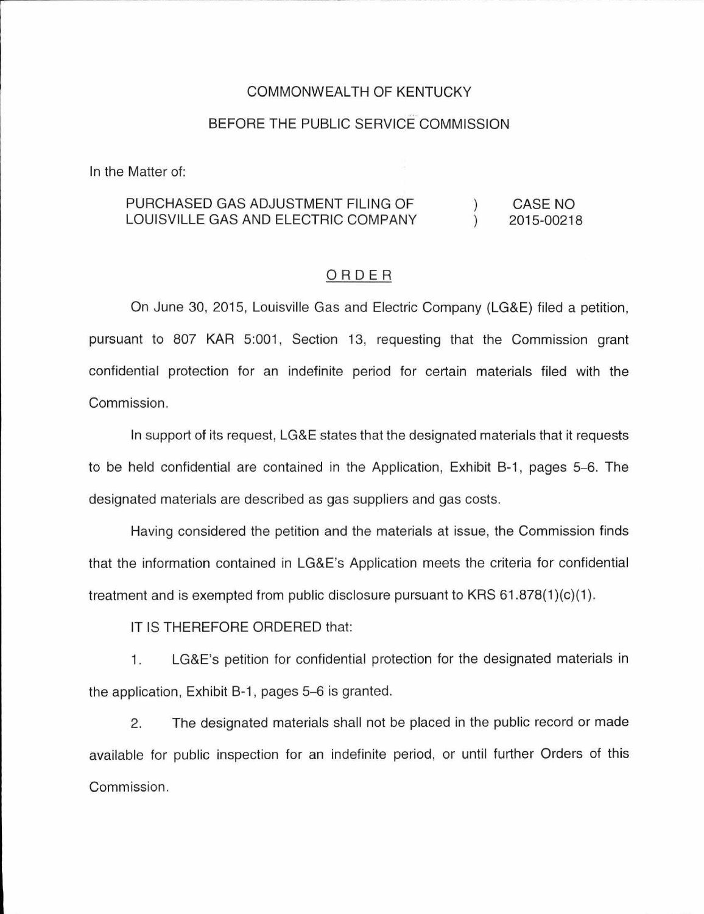COMMONWEALTH OF KENTUCKY

BEFORE THE PUBLIC SERVICE COMMISSION

In the Matter of:

| | | |
|---|---|---|
| PURCHASED GAS ADJUSTMENT FILING OF LOUISVILLE GAS AND ELECTRIC COMPANY | ) ) | CASE NO 2015-00218 |

## ORDER

On June 30, 2015, Louisville Gas and Electric Company (LG&E) filed a petition, pursuant to 807 KAR 5:001, Section 13, requesting that the Commission grant confidential protection for an indefinite period for certain materials filed with the Commission.

In support of its request, LG&E states that the designated materials that it requests to be held confidential are contained in the Application, Exhibit B-1, pages 5–6. The designated materials are described as gas suppliers and gas costs.

Having considered the petition and the materials at issue, the Commission finds that the information contained in LG&E's Application meets the criteria for confidential treatment and is exempted from public disclosure pursuant to KRS 61.878(1)(c)(1).

IT IS THEREFORE ORDERED that:

1. LG&E's petition for confidential protection for the designated materials in the application, Exhibit B-1, pages 5–6 is granted.

2. The designated materials shall not be placed in the public record or made available for public inspection for an indefinite period, or until further Orders of this Commission.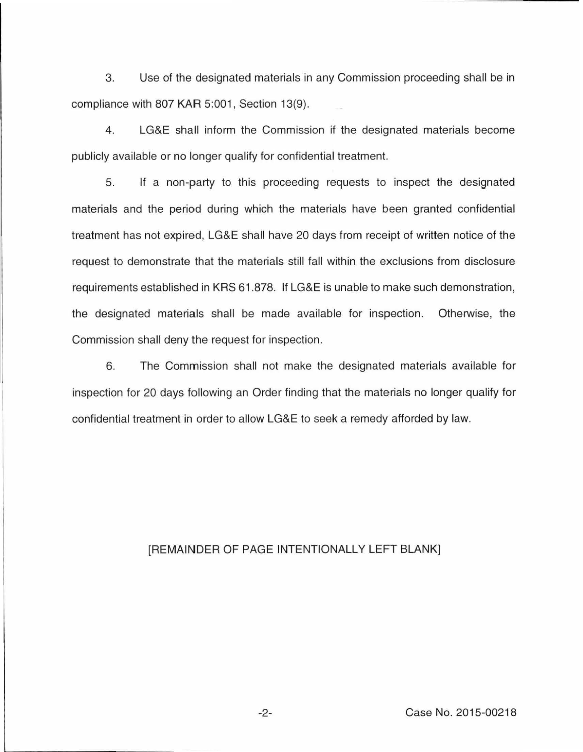3. Use of the designated materials in any Commission proceeding shall be in compliance with 807 KAR 5:001, Section 13(9).

4. LG&E shall inform the Commission if the designated materials become publicly available or no longer qualify for confidential treatment.

5. If a non-party to this proceeding requests to inspect the designated materials and the period during which the materials have been granted confidential treatment has not expired, LG&E shall have 20 days from receipt of written notice of the request to demonstrate that the materials still fall within the exclusions from disclosure requirements established in KRS 61.878. If LG&E is unable to make such demonstration, the designated materials shall be made available for inspection. Otherwise, the Commission shall deny the request for inspection.

6. The Commission shall not make the designated materials available for inspection for 20 days following an Order finding that the materials no longer qualify for confidential treatment in order to allow LG&E to seek a remedy afforded by law.

[REMAINDER OF PAGE INTENTIONALLY LEFT BLANK]

Case No. 2015-00218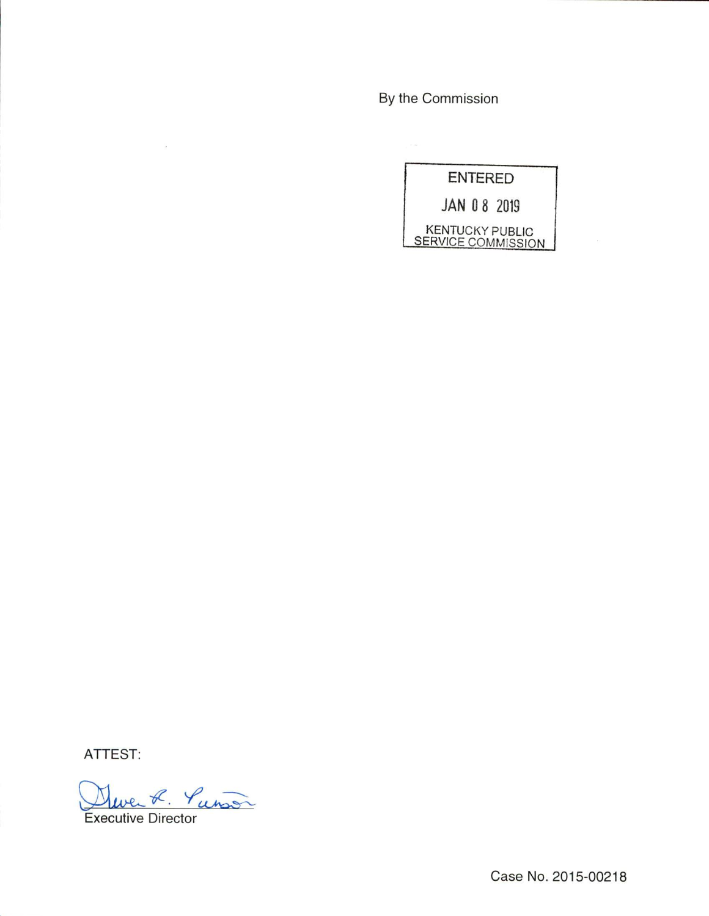By the Commission

ENTERED

JAN 08 2019

KENTUCKY PUBLIC SERVICE COMMISSION

ATTEST:

Executive Director

Case No. 2015-00218